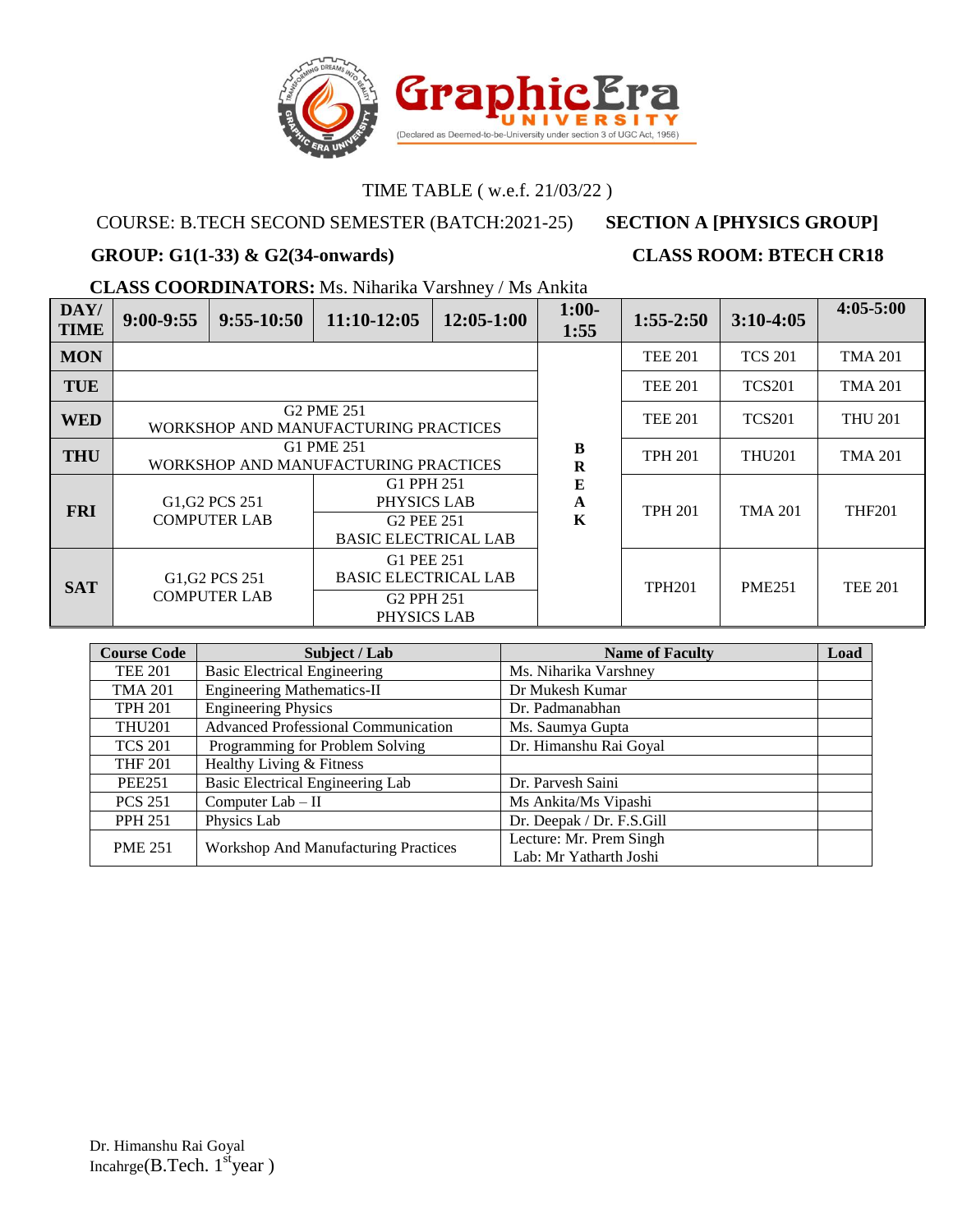# GraphicEra UNIVERSITY

(Declared as Deemed-to-be-University under section 3 of UGC Act, 1956)

TIME TABLE ( w.e.f. 21/03/22 )

COURSE: B.TECH SECOND SEMESTER (BATCH:2021-25) **SECTION A [PHYSICS GROUP]**

**GROUP: G1(1-33) & G2(34-onwards)** **CLASS ROOM: BTECH CR18**

**CLASS COORDINATORS:** Ms. Niharika Varshney / Ms Ankita

| DAY/ TIME | 9:00-9:55 | 9:55-10:50 | 11:10-12:05 | 12:05-1:00 | 1:00-1:55 | 1:55-2:50 | 3:10-4:05 | 4:05-5:00 |
|---|---|---|---|---|---|---|---|---|
| MON | | | | | BREAK | TEE 201 | TCS 201 | TMA 201 |
| TUE | | | | | | TEE 201 | TCS201 | TMA 201 |
| WED | G2 PME 251 WORKSHOP AND MANUFACTURING PRACTICES | | | | | TEE 201 | TCS201 | THU 201 |
| THU | G1 PME 251 WORKSHOP AND MANUFACTURING PRACTICES | | | | | TPH 201 | THU201 | TMA 201 |
| FRI | G1,G2 PCS 251 COMPUTER LAB | | G1 PPH 251 PHYSICS LAB / G2 PEE 251 BASIC ELECTRICAL LAB | | | TPH 201 | TMA 201 | THF201 |
| SAT | G1,G2 PCS 251 COMPUTER LAB | | G1 PEE 251 BASIC ELECTRICAL LAB / G2 PPH 251 PHYSICS LAB | | | TPH201 | PME251 | TEE 201 |

| Course Code | Subject / Lab | Name of Faculty | Load |
|---|---|---|---|
| TEE 201 | Basic Electrical Engineering | Ms. Niharika Varshney | |
| TMA 201 | Engineering Mathematics-II | Dr Mukesh Kumar | |
| TPH 201 | Engineering Physics | Dr. Padmanabhan | |
| THU201 | Advanced Professional Communication | Ms. Saumya Gupta | |
| TCS 201 | Programming for Problem Solving | Dr. Himanshu Rai Goyal | |
| THF 201 | Healthy Living & Fitness | | |
| PEE251 | Basic Electrical Engineering Lab | Dr. Parvesh Saini | |
| PCS 251 | Computer Lab – II | Ms Ankita/Ms Vipashi | |
| PPH 251 | Physics Lab | Dr. Deepak / Dr. F.S.Gill | |
| PME 251 | Workshop And Manufacturing Practices | Lecture: Mr. Prem Singh<br>Lab: Mr Yatharth Joshi | |

Dr. Himanshu Rai Goyal
Incahrge(B.Tech. 1st year )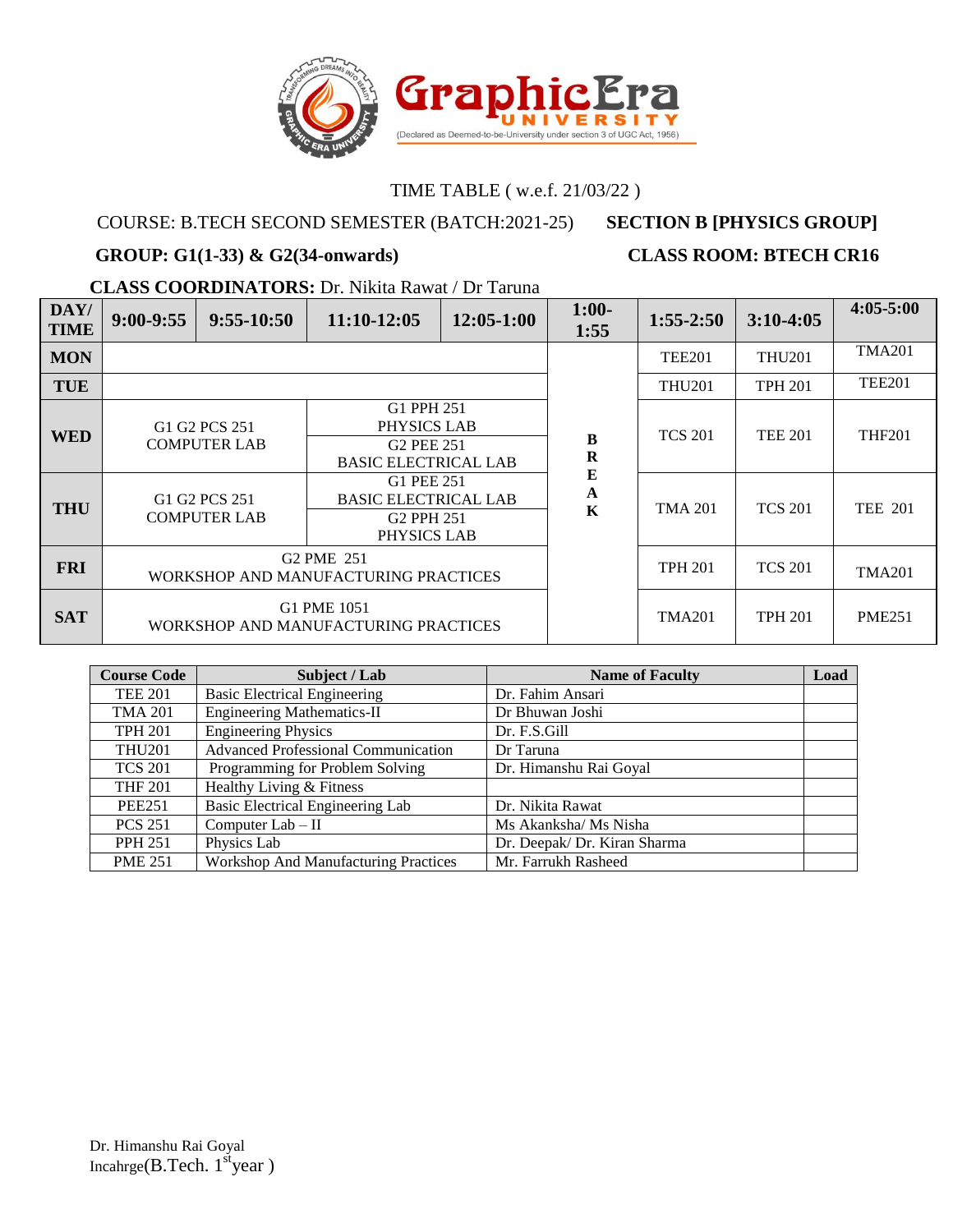GraphicEra UNIVERSITY
(Declared as Deemed-to-be-University under section 3 of UGC Act, 1956)

TIME TABLE ( w.e.f. 21/03/22 )

COURSE: B.TECH SECOND SEMESTER (BATCH:2021-25) **SECTION B [PHYSICS GROUP]**

**GROUP: G1(1-33) & G2(34-onwards)** **CLASS ROOM: BTECH CR16**

**CLASS COORDINATORS:** Dr. Nikita Rawat / Dr Taruna

| DAY/ TIME | 9:00-9:55 | 9:55-10:50 | 11:10-12:05 | 12:05-1:00 | 1:00-1:55 | 1:55-2:50 | 3:10-4:05 | 4:05-5:00 |
|---|---|---|---|---|---|---|---|---|
| MON | | | | | BREAK | TEE201 | THU201 | TMA201 |
| TUE | | | | | BREAK | THU201 | TPH 201 | TEE201 |
| WED | G1 G2 PCS 251 COMPUTER LAB | | G1 PPH 251 PHYSICS LAB / G2 PEE 251 BASIC ELECTRICAL LAB | | BREAK | TCS 201 | TEE 201 | THF201 |
| THU | G1 G2 PCS 251 COMPUTER LAB | | G1 PEE 251 BASIC ELECTRICAL LAB / G2 PPH 251 PHYSICS LAB | | BREAK | TMA 201 | TCS 201 | TEE 201 |
| FRI | G2 PME 251 WORKSHOP AND MANUFACTURING PRACTICES | | | | BREAK | TPH 201 | TCS 201 | TMA201 |
| SAT | G1 PME 1051 WORKSHOP AND MANUFACTURING PRACTICES | | | | BREAK | TMA201 | TPH 201 | PME251 |

| Course Code | Subject / Lab | Name of Faculty | Load |
|---|---|---|---|
| TEE 201 | Basic Electrical Engineering | Dr. Fahim Ansari | |
| TMA 201 | Engineering Mathematics-II | Dr Bhuwan Joshi | |
| TPH 201 | Engineering Physics | Dr. F.S.Gill | |
| THU201 | Advanced Professional Communication | Dr Taruna | |
| TCS 201 | Programming for Problem Solving | Dr. Himanshu Rai Goyal | |
| THF 201 | Healthy Living & Fitness | | |
| PEE251 | Basic Electrical Engineering Lab | Dr. Nikita Rawat | |
| PCS 251 | Computer Lab – II | Ms Akanksha/ Ms Nisha | |
| PPH 251 | Physics Lab | Dr. Deepak/ Dr. Kiran Sharma | |
| PME 251 | Workshop And Manufacturing Practices | Mr. Farrukh Rasheed | |

Dr. Himanshu Rai Goyal
Incahrge(B.Tech. 1$^{st}$year )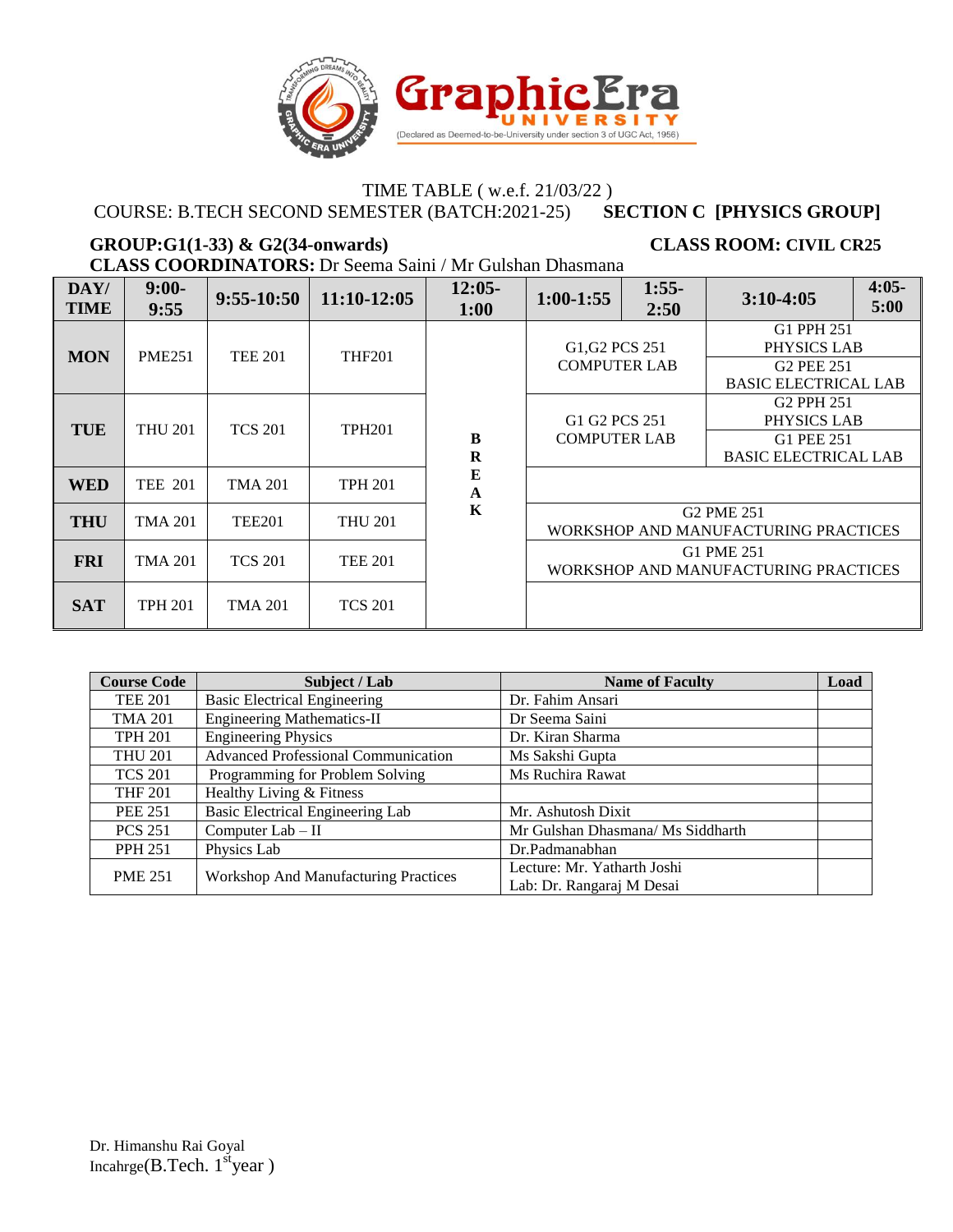GraphicEra UNIVERSITY (Declared as Deemed-to-be-University under section 3 of UGC Act, 1956)

TIME TABLE ( w.e.f. 21/03/22 )

COURSE: B.TECH SECOND SEMESTER (BATCH:2021-25) **SECTION C [PHYSICS GROUP]**

**GROUP:G1(1-33) & G2(34-onwards)** **CLASS ROOM: CIVIL CR25**

**CLASS COORDINATORS:** Dr Seema Saini / Mr Gulshan Dhasmana

| DAY/ TIME | 9:00-9:55 | 9:55-10:50 | 11:10-12:05 | 12:05-1:00 | 1:00-1:55 | 1:55-2:50 | 3:10-4:05 | 4:05-5:00 |
|---|---|---|---|---|---|---|---|---|
| **MON** | PME251 | TEE 201 | THF201 | BREAK | G1,G2 PCS 251 COMPUTER LAB | | G1 PPH 251 PHYSICS LAB / G2 PEE 251 BASIC ELECTRICAL LAB | |
| **TUE** | THU 201 | TCS 201 | TPH201 | BREAK | G1 G2 PCS 251 COMPUTER LAB | | G2 PPH 251 PHYSICS LAB / G1 PEE 251 BASIC ELECTRICAL LAB | |
| **WED** | TEE 201 | TMA 201 | TPH 201 | BREAK | | | | |
| **THU** | TMA 201 | TEE201 | THU 201 | BREAK | G2 PME 251 WORKSHOP AND MANUFACTURING PRACTICES | | | |
| **FRI** | TMA 201 | TCS 201 | TEE 201 | BREAK | G1 PME 251 WORKSHOP AND MANUFACTURING PRACTICES | | | |
| **SAT** | TPH 201 | TMA 201 | TCS 201 | BREAK | | | | |

| Course Code | Subject / Lab | Name of Faculty | Load |
|---|---|---|---|
| TEE 201 | Basic Electrical Engineering | Dr. Fahim Ansari | |
| TMA 201 | Engineering Mathematics-II | Dr Seema Saini | |
| TPH 201 | Engineering Physics | Dr. Kiran Sharma | |
| THU 201 | Advanced Professional Communication | Ms Sakshi Gupta | |
| TCS 201 | Programming for Problem Solving | Ms Ruchira Rawat | |
| THF 201 | Healthy Living & Fitness | | |
| PEE 251 | Basic Electrical Engineering Lab | Mr. Ashutosh Dixit | |
| PCS 251 | Computer Lab – II | Mr Gulshan Dhasmana/ Ms Siddharth | |
| PPH 251 | Physics Lab | Dr.Padmanabhan | |
| PME 251 | Workshop And Manufacturing Practices | Lecture: Mr. Yatharth Joshi<br>Lab: Dr. Rangaraj M Desai | |

Dr. Himanshu Rai Goyal

Incahrge(B.Tech. 1st year )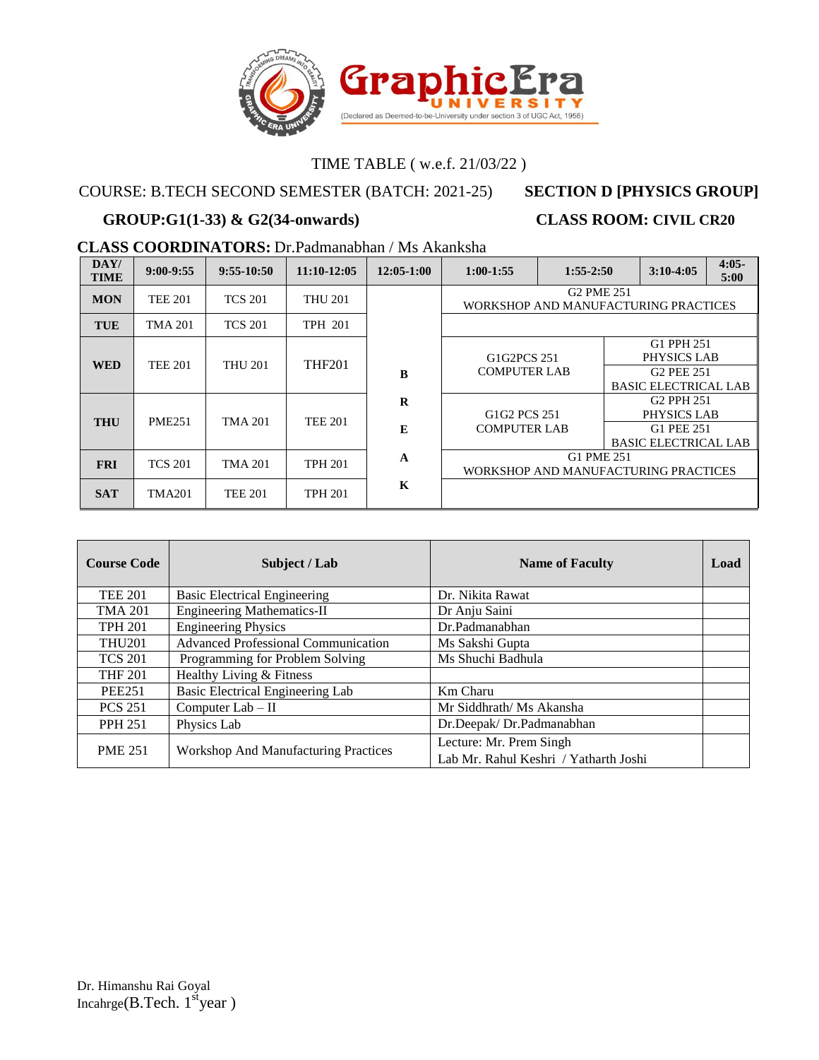Graphic Era UNIVERSITY (Declared as Deemed-to-be-University under section 3 of UGC Act, 1956)

TIME TABLE ( w.e.f. 21/03/22 )

COURSE: B.TECH SECOND SEMESTER (BATCH: 2021-25) **SECTION D [PHYSICS GROUP]**

**GROUP:G1(1-33) & G2(34-onwards)** **CLASS ROOM: CIVIL CR20**

**CLASS COORDINATORS:** Dr.Padmanabhan / Ms Akanksha

| DAY/ TIME | 9:00-9:55 | 9:55-10:50 | 11:10-12:05 | 12:05-1:00 | 1:00-1:55 | 1:55-2:50 | 3:10-4:05 | 4:05-5:00 |
|---|---|---|---|---|---|---|---|---|
| MON | TEE 201 | TCS 201 | THU 201 | BREAK | G2 PME 251 WORKSHOP AND MANUFACTURING PRACTICES | | | |
| TUE | TMA 201 | TCS 201 | TPH 201 | | | | | |
| WED | TEE 201 | THU 201 | THF201 | | G1G2PCS 251 COMPUTER LAB | | G1 PPH 251 PHYSICS LAB / G2 PEE 251 BASIC ELECTRICAL LAB | |
| THU | PME251 | TMA 201 | TEE 201 | | G1G2 PCS 251 COMPUTER LAB | | G2 PPH 251 PHYSICS LAB / G1 PEE 251 BASIC ELECTRICAL LAB | |
| FRI | TCS 201 | TMA 201 | TPH 201 | | G1 PME 251 WORKSHOP AND MANUFACTURING PRACTICES | | | |
| SAT | TMA201 | TEE 201 | TPH 201 | | | | | |

| Course Code | Subject / Lab | Name of Faculty | Load |
|---|---|---|---|
| TEE 201 | Basic Electrical Engineering | Dr. Nikita Rawat | |
| TMA 201 | Engineering Mathematics-II | Dr Anju Saini | |
| TPH 201 | Engineering Physics | Dr.Padmanabhan | |
| THU201 | Advanced Professional Communication | Ms Sakshi Gupta | |
| TCS 201 | Programming for Problem Solving | Ms Shuchi Badhula | |
| THF 201 | Healthy Living & Fitness | | |
| PEE251 | Basic Electrical Engineering Lab | Km Charu | |
| PCS 251 | Computer Lab – II | Mr Siddhrath/ Ms Akansha | |
| PPH 251 | Physics Lab | Dr.Deepak/ Dr.Padmanabhan | |
| PME 251 | Workshop And Manufacturing Practices | Lecture: Mr. Prem Singh<br>Lab Mr. Rahul Keshri / Yatharth Joshi | |

Dr. Himanshu Rai Goyal
Incahrge(B.Tech. 1st year )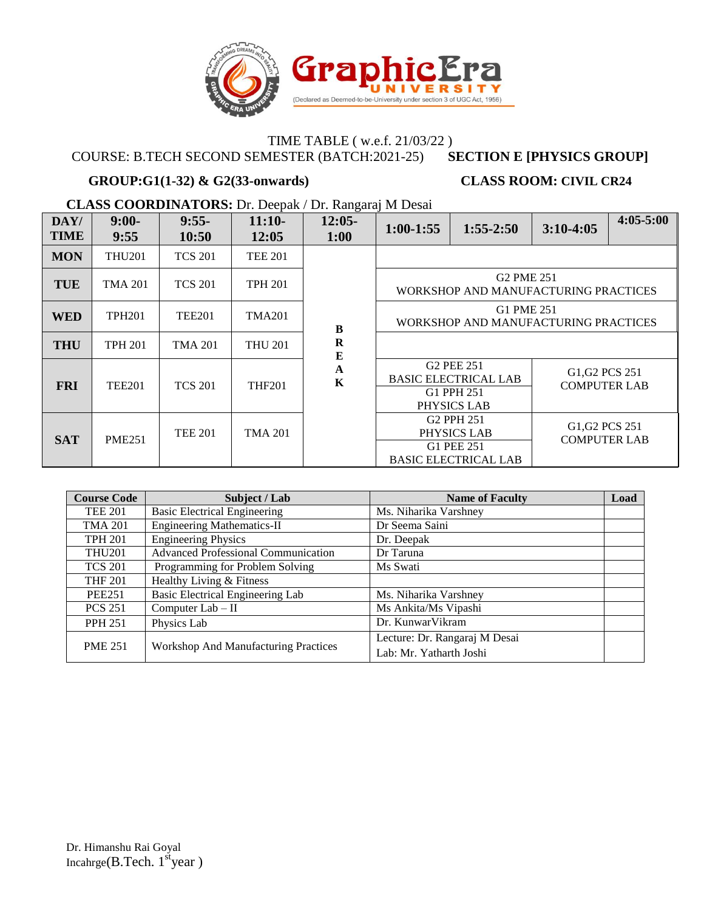TIME TABLE ( w.e.f. 21/03/22 )

COURSE: B.TECH SECOND SEMESTER (BATCH:2021-25) **SECTION E [PHYSICS GROUP]**

**GROUP:G1(1-32) & G2(33-onwards)** **CLASS ROOM: CIVIL CR24**

**CLASS COORDINATORS:** Dr. Deepak / Dr. Rangaraj M Desai

| DAY/ TIME | 9:00-9:55 | 9:55-10:50 | 11:10-12:05 | 12:05-1:00 | 1:00-1:55 | 1:55-2:50 | 3:10-4:05 | 4:05-5:00 |
|---|---|---|---|---|---|---|---|---|
| **MON** | THU201 | TCS 201 | TEE 201 | BREAK | | | | |
| **TUE** | TMA 201 | TCS 201 | TPH 201 | | G2 PME 251 WORKSHOP AND MANUFACTURING PRACTICES | | | |
| **WED** | TPH201 | TEE201 | TMA201 | | G1 PME 251 WORKSHOP AND MANUFACTURING PRACTICES | | | |
| **THU** | TPH 201 | TMA 201 | THU 201 | | | | | |
| **FRI** | TEE201 | TCS 201 | THF201 | | G2 PEE 251 BASIC ELECTRICAL LAB / G1 PPH 251 PHYSICS LAB | | G1,G2 PCS 251 COMPUTER LAB | |
| **SAT** | PME251 | TEE 201 | TMA 201 | | G2 PPH 251 PHYSICS LAB / G1 PEE 251 BASIC ELECTRICAL LAB | | G1,G2 PCS 251 COMPUTER LAB | |

| Course Code | Subject / Lab | Name of Faculty | Load |
|---|---|---|---|
| TEE 201 | Basic Electrical Engineering | Ms. Niharika Varshney | |
| TMA 201 | Engineering Mathematics-II | Dr Seema Saini | |
| TPH 201 | Engineering Physics | Dr. Deepak | |
| THU201 | Advanced Professional Communication | Dr Taruna | |
| TCS 201 | Programming for Problem Solving | Ms Swati | |
| THF 201 | Healthy Living & Fitness | | |
| PEE251 | Basic Electrical Engineering Lab | Ms. Niharika Varshney | |
| PCS 251 | Computer Lab – II | Ms Ankita/Ms Vipashi | |
| PPH 251 | Physics Lab | Dr. KunwarVikram | |
| PME 251 | Workshop And Manufacturing Practices | Lecture: Dr. Rangaraj M Desai<br>Lab: Mr. Yatharth Joshi | |

Dr. Himanshu Rai Goyal
Incahrge(B.Tech. 1st year )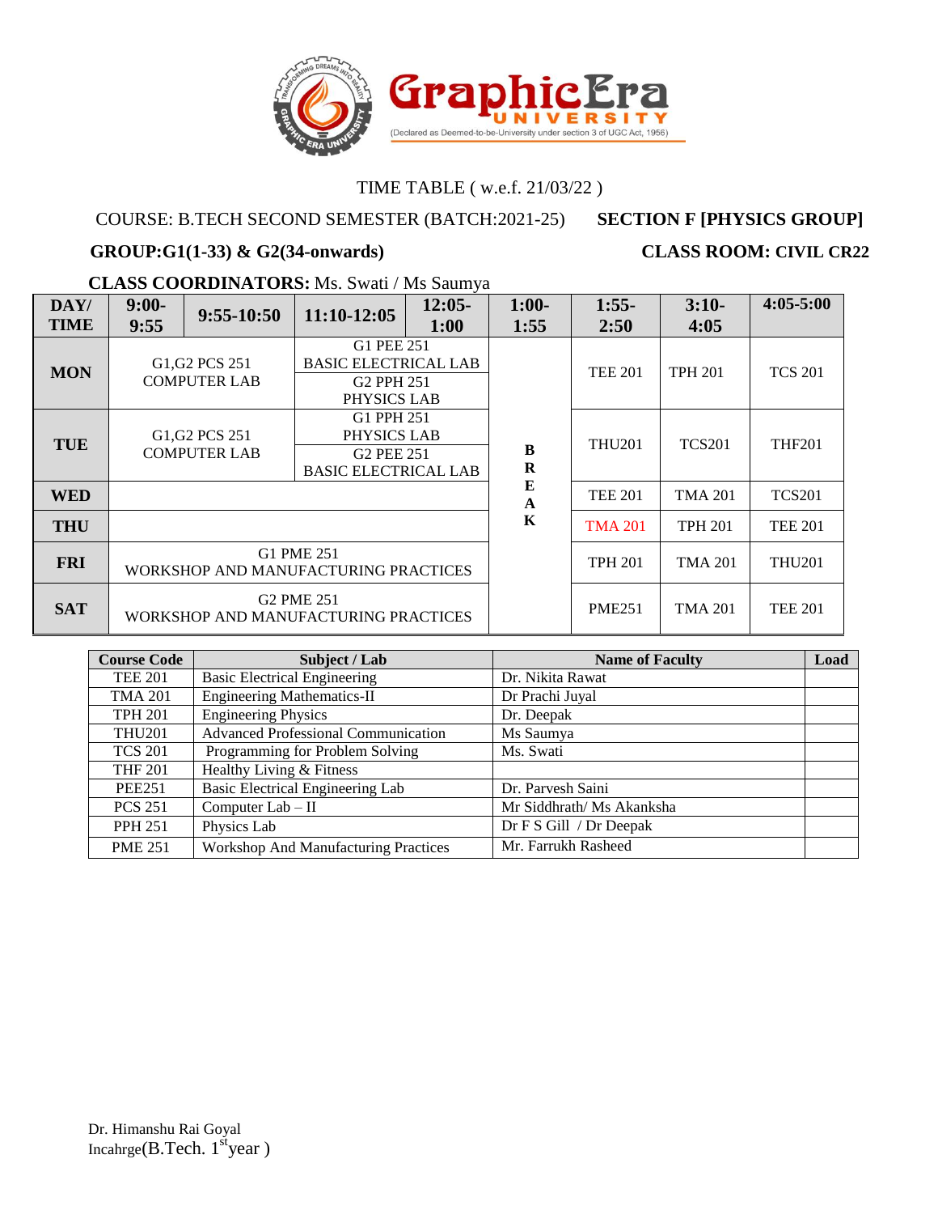GraphicEra UNIVERSITY (Declared as Deemed-to-be-University under section 3 of UGC Act, 1956)

TIME TABLE ( w.e.f. 21/03/22 )

COURSE: B.TECH SECOND SEMESTER (BATCH:2021-25) **SECTION F [PHYSICS GROUP]**

**GROUP:G1(1-33) & G2(34-onwards)** **CLASS ROOM: CIVIL CR22**

**CLASS COORDINATORS:** Ms. Swati / Ms Saumya

| DAY/ TIME | 9:00-9:55 | 9:55-10:50 | 11:10-12:05 | 12:05-1:00 | 1:00-1:55 | 1:55-2:50 | 3:10-4:05 | 4:05-5:00 |
|---|---|---|---|---|---|---|---|---|
| MON | G1,G2 PCS 251 COMPUTER LAB | | G1 PEE 251 BASIC ELECTRICAL LAB / G2 PPH 251 PHYSICS LAB | | BREAK | TEE 201 | TPH 201 | TCS 201 |
| TUE | G1,G2 PCS 251 COMPUTER LAB | | G1 PPH 251 PHYSICS LAB / G2 PEE 251 BASIC ELECTRICAL LAB | | | THU201 | TCS201 | THF201 |
| WED | | | | | | TEE 201 | TMA 201 | TCS201 |
| THU | | | | | | TMA 201 | TPH 201 | TEE 201 |
| FRI | G1 PME 251 WORKSHOP AND MANUFACTURING PRACTICES | | | | | TPH 201 | TMA 201 | THU201 |
| SAT | G2 PME 251 WORKSHOP AND MANUFACTURING PRACTICES | | | | | PME251 | TMA 201 | TEE 201 |

| Course Code | Subject / Lab | Name of Faculty | Load |
|---|---|---|---|
| TEE 201 | Basic Electrical Engineering | Dr. Nikita Rawat | |
| TMA 201 | Engineering Mathematics-II | Dr Prachi Juyal | |
| TPH 201 | Engineering Physics | Dr. Deepak | |
| THU201 | Advanced Professional Communication | Ms Saumya | |
| TCS 201 | Programming for Problem Solving | Ms. Swati | |
| THF 201 | Healthy Living & Fitness | | |
| PEE251 | Basic Electrical Engineering Lab | Dr. Parvesh Saini | |
| PCS 251 | Computer Lab – II | Mr Siddhrath/ Ms Akanksha | |
| PPH 251 | Physics Lab | Dr F S Gill / Dr Deepak | |
| PME 251 | Workshop And Manufacturing Practices | Mr. Farrukh Rasheed | |

Dr. Himanshu Rai Goyal
Incahrge(B.Tech. 1st year )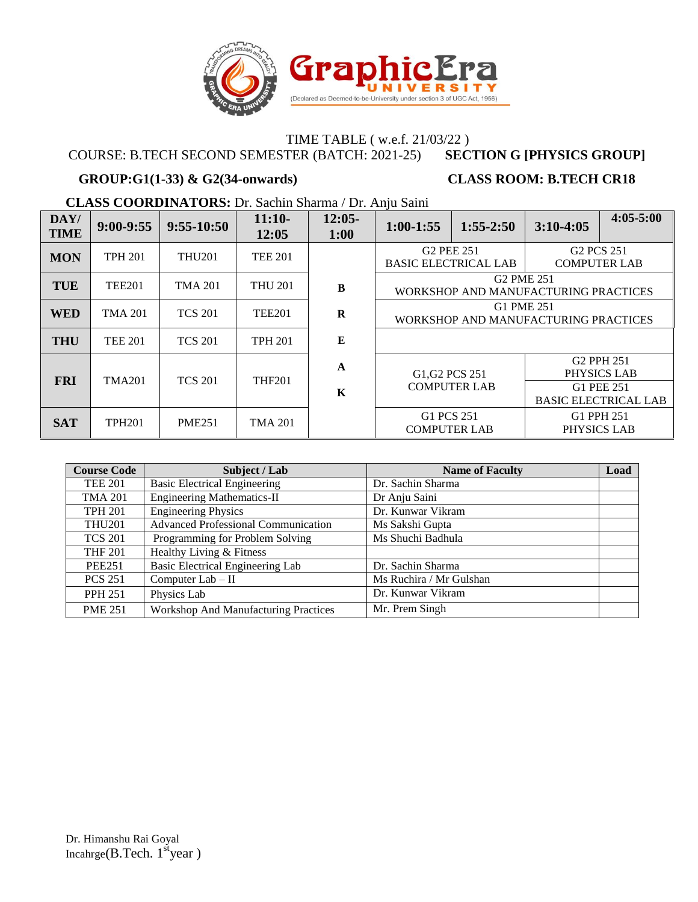GraphicEra UNIVERSITY (Declared as Deemed-to-be-University under section 3 of UGC Act, 1956)

TIME TABLE ( w.e.f. 21/03/22 )

COURSE: B.TECH SECOND SEMESTER (BATCH: 2021-25) **SECTION G [PHYSICS GROUP]**

**GROUP:G1(1-33) & G2(34-onwards)** **CLASS ROOM: B.TECH CR18**

**CLASS COORDINATORS:** Dr. Sachin Sharma / Dr. Anju Saini

| DAY/ TIME | 9:00-9:55 | 9:55-10:50 | 11:10-12:05 | 12:05-1:00 | 1:00-1:55 | 1:55-2:50 | 3:10-4:05 | 4:05-5:00 |
|---|---|---|---|---|---|---|---|---|
| MON | TPH 201 | THU201 | TEE 201 | BREAK | G2 PEE 251 BASIC ELECTRICAL LAB | | G2 PCS 251 COMPUTER LAB | |
| TUE | TEE201 | TMA 201 | THU 201 | | G2 PME 251 WORKSHOP AND MANUFACTURING PRACTICES | | | |
| WED | TMA 201 | TCS 201 | TEE201 | | G1 PME 251 WORKSHOP AND MANUFACTURING PRACTICES | | | |
| THU | TEE 201 | TCS 201 | TPH 201 | | | | | |
| FRI | TMA201 | TCS 201 | THF201 | | G1,G2 PCS 251 COMPUTER LAB | | G2 PPH 251 PHYSICS LAB / G1 PEE 251 BASIC ELECTRICAL LAB | |
| SAT | TPH201 | PME251 | TMA 201 | | G1 PCS 251 COMPUTER LAB | | G1 PPH 251 PHYSICS LAB | |

| Course Code | Subject / Lab | Name of Faculty | Load |
|---|---|---|---|
| TEE 201 | Basic Electrical Engineering | Dr. Sachin Sharma | |
| TMA 201 | Engineering Mathematics-II | Dr Anju Saini | |
| TPH 201 | Engineering Physics | Dr. Kunwar Vikram | |
| THU201 | Advanced Professional Communication | Ms Sakshi Gupta | |
| TCS 201 | Programming for Problem Solving | Ms Shuchi Badhula | |
| THF 201 | Healthy Living & Fitness | | |
| PEE251 | Basic Electrical Engineering Lab | Dr. Sachin Sharma | |
| PCS 251 | Computer Lab – II | Ms Ruchira / Mr Gulshan | |
| PPH 251 | Physics Lab | Dr. Kunwar Vikram | |
| PME 251 | Workshop And Manufacturing Practices | Mr. Prem Singh | |

Dr. Himanshu Rai Goyal
Incahrge(B.Tech. 1st year )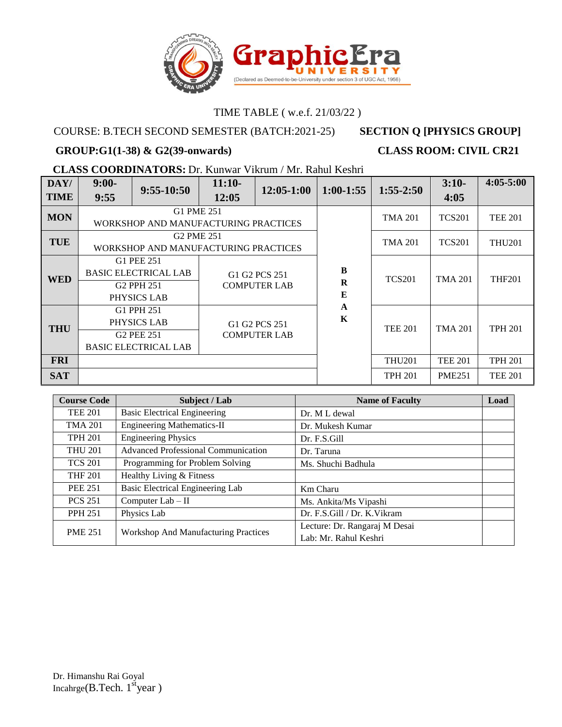GraphicEra UNIVERSITY (Declared as Deemed-to-be-University under section 3 of UGC Act, 1956)

TIME TABLE ( w.e.f. 21/03/22 )

COURSE: B.TECH SECOND SEMESTER (BATCH:2021-25) **SECTION Q [PHYSICS GROUP]**

**GROUP:G1(1-38) & G2(39-onwards)** **CLASS ROOM: CIVIL CR21**

**CLASS COORDINATORS:** Dr. Kunwar Vikrum / Mr. Rahul Keshri

| DAY/ TIME | 9:00-9:55 | 9:55-10:50 | 11:10-12:05 | 12:05-1:00 | 1:00-1:55 | 1:55-2:50 | 3:10-4:05 | 4:05-5:00 |
|---|---|---|---|---|---|---|---|---|
| **MON** | G1 PME 251 WORKSHOP AND MANUFACTURING PRACTICES | | | | BREAK | TMA 201 | TCS201 | TEE 201 |
| **TUE** | G2 PME 251 WORKSHOP AND MANUFACTURING PRACTICES | | | | BREAK | TMA 201 | TCS201 | THU201 |
| **WED** | G1 PEE 251 BASIC ELECTRICAL LAB / G2 PPH 251 PHYSICS LAB | | G1 G2 PCS 251 COMPUTER LAB | | BREAK | TCS201 | TMA 201 | THF201 |
| **THU** | G1 PPH 251 PHYSICS LAB / G2 PEE 251 BASIC ELECTRICAL LAB | | G1 G2 PCS 251 COMPUTER LAB | | BREAK | TEE 201 | TMA 201 | TPH 201 |
| **FRI** | | | | | BREAK | THU201 | TEE 201 | TPH 201 |
| **SAT** | | | | | BREAK | TPH 201 | PME251 | TEE 201 |

| Course Code | Subject / Lab | Name of Faculty | Load |
|---|---|---|---|
| TEE 201 | Basic Electrical Engineering | Dr. M L dewal | |
| TMA 201 | Engineering Mathematics-II | Dr. Mukesh Kumar | |
| TPH 201 | Engineering Physics | Dr. F.S.Gill | |
| THU 201 | Advanced Professional Communication | Dr. Taruna | |
| TCS 201 | Programming for Problem Solving | Ms. Shuchi Badhula | |
| THF 201 | Healthy Living & Fitness | | |
| PEE 251 | Basic Electrical Engineering Lab | Km Charu | |
| PCS 251 | Computer Lab – II | Ms. Ankita/Ms Vipashi | |
| PPH 251 | Physics Lab | Dr. F.S.Gill / Dr. K.Vikram | |
| PME 251 | Workshop And Manufacturing Practices | Lecture: Dr. Rangaraj M Desai<br>Lab: Mr. Rahul Keshri | |

Dr. Himanshu Rai Goyal
Incahrge(B.Tech. 1st year )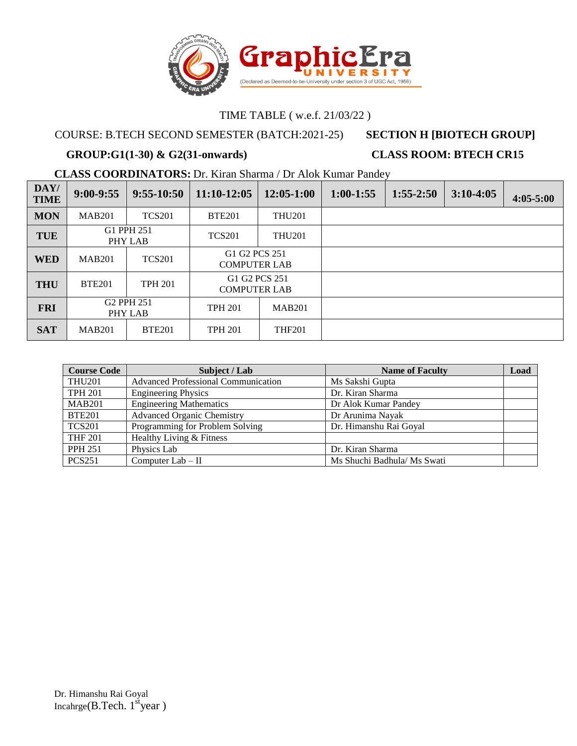TIME TABLE ( w.e.f. 21/03/22 )

COURSE: B.TECH SECOND SEMESTER (BATCH:2021-25) **SECTION H [BIOTECH GROUP]**

**GROUP:G1(1-30) & G2(31-onwards)** **CLASS ROOM: BTECH CR15**

**CLASS COORDINATORS:** Dr. Kiran Sharma / Dr Alok Kumar Pandey

| DAY/ TIME | 9:00-9:55 | 9:55-10:50 | 11:10-12:05 | 12:05-1:00 | 1:00-1:55 | 1:55-2:50 | 3:10-4:05 | 4:05-5:00 |
|---|---|---|---|---|---|---|---|---|
| **MON** | MAB201 | TCS201 | BTE201 | THU201 | | | | |
| **TUE** | G1 PPH 251 PHY LAB | | TCS201 | THU201 | | | | |
| **WED** | MAB201 | TCS201 | G1 G2 PCS 251 COMPUTER LAB | | | | | |
| **THU** | BTE201 | TPH 201 | G1 G2 PCS 251 COMPUTER LAB | | | | | |
| **FRI** | G2 PPH 251 PHY LAB | | TPH 201 | MAB201 | | | | |
| **SAT** | MAB201 | BTE201 | TPH 201 | THF201 | | | | |

| Course Code | Subject / Lab | Name of Faculty | Load |
|---|---|---|---|
| THU201 | Advanced Professional Communication | Ms Sakshi Gupta | |
| TPH 201 | Engineering Physics | Dr. Kiran Sharma | |
| MAB201 | Engineering Mathematics | Dr Alok Kumar Pandey | |
| BTE201 | Advanced Organic Chemistry | Dr Arunima Nayak | |
| TCS201 | Programming for Problem Solving | Dr. Himanshu Rai Goyal | |
| THF 201 | Healthy Living & Fitness | | |
| PPH 251 | Physics Lab | Dr. Kiran Sharma | |
| PCS251 | Computer Lab – II | Ms Shuchi Badhula/ Ms Swati | |

Dr. Himanshu Rai Goyal
Incahrge(B.Tech. 1st year )